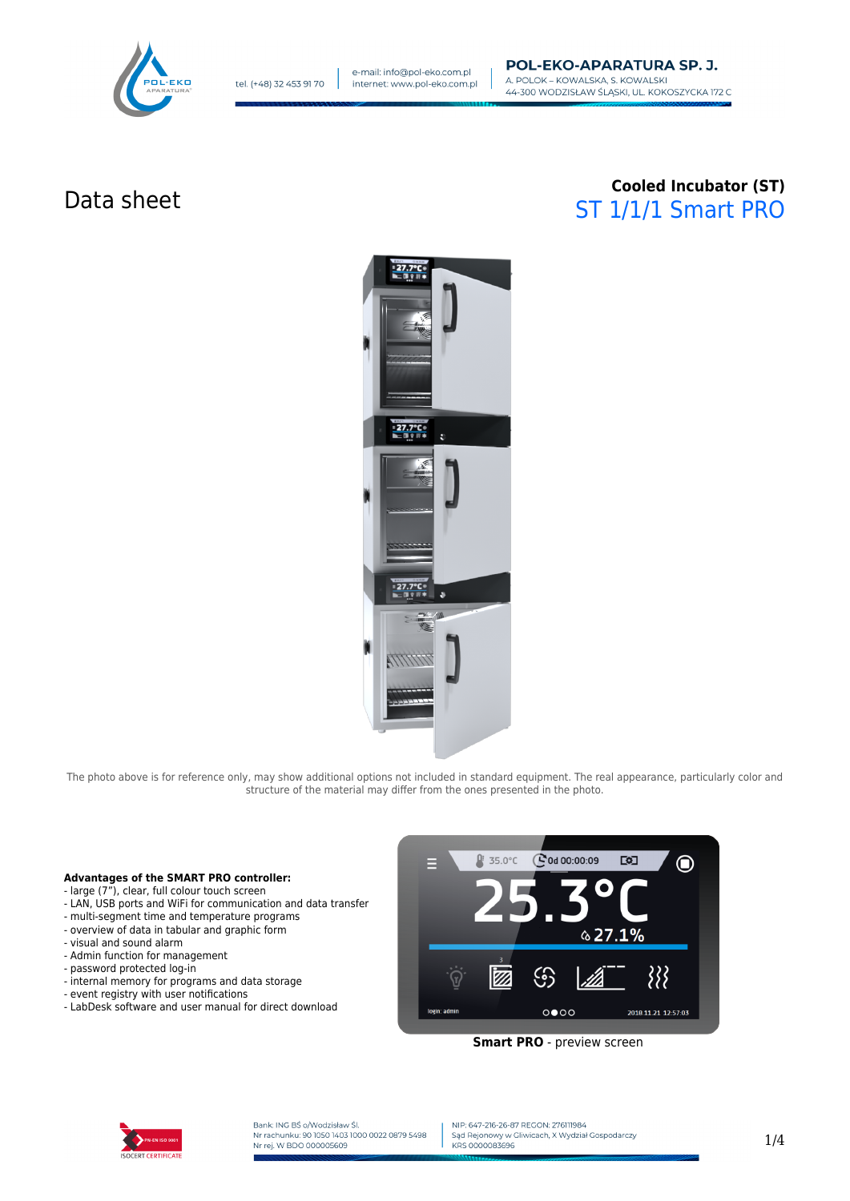# Data sheet

## Cooled Incubator (ST)

## ST 1/1/1 Smart PRO

The photo above is for reference only, may show additional options not included in standard equipment. The real appearance, particularly color and structure of the material may differ from the ones presented in the photo.

**Advantages of the SMART PRO controller:**

- large (7"), clear, full colour touch screen
- LAN, USB ports and WiFi for communication and data transfer
- multi-segment time and temperature programs
- overview of data in tabular and graphic form
- visual and sound alarm
- Admin function for management
- password protected log-in
- internal memory for programs and data storage
- event registry with user notifications
- LabDesk software and user manual for direct download

**Smart PRO** - preview screen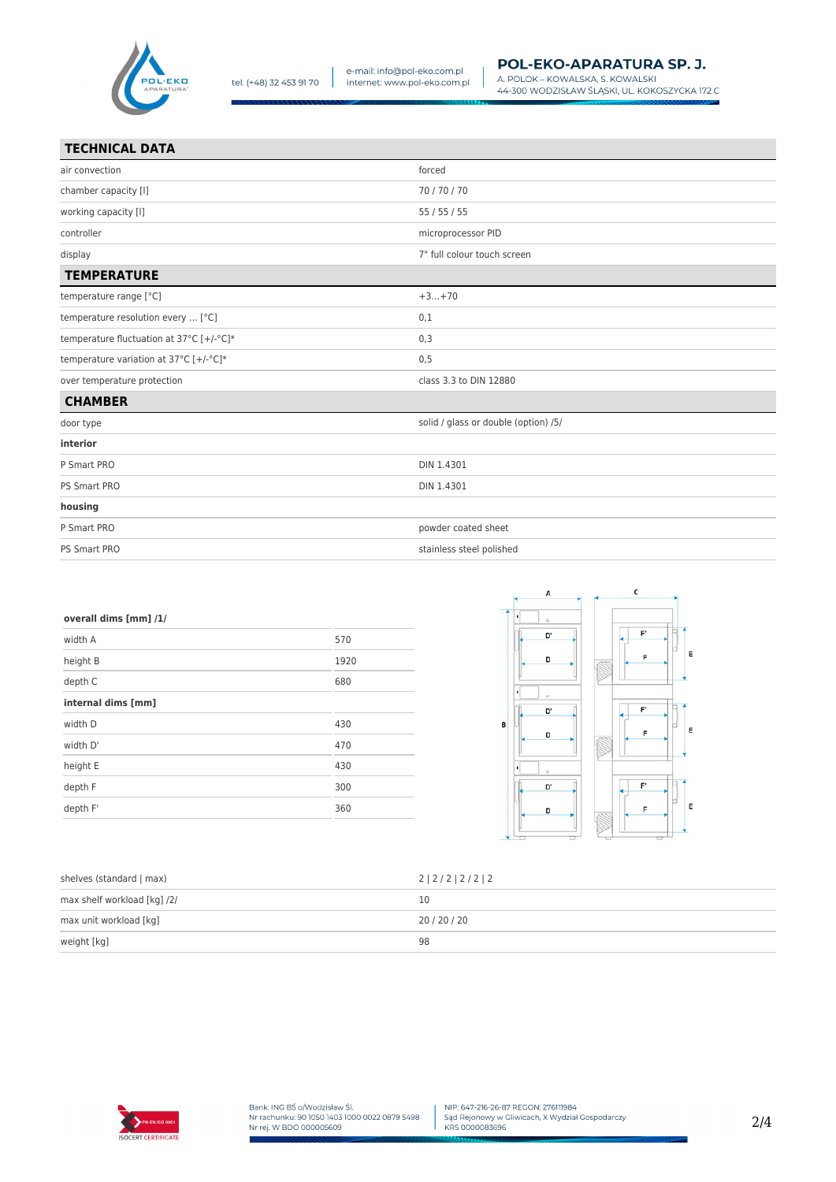## TECHNICAL DATA

| | |
|---|---|
| air convection | forced |
| chamber capacity [l] | 70 / 70 / 70 |
| working capacity [l] | 55 / 55 / 55 |
| controller | microprocessor PID |
| display | 7" full colour touch screen |

## TEMPERATURE

| | |
|---|---|
| temperature range [°C] | +3...+70 |
| temperature resolution every ... [°C] | 0,1 |
| temperature fluctuation at 37°C [+/-°C]* | 0,3 |
| temperature variation at 37°C [+/-°C]* | 0,5 |
| over temperature protection | class 3.3 to DIN 12880 |

## CHAMBER

| | |
|---|---|
| door type | solid / glass or double (option) /5/ |
| **interior** | |
| P Smart PRO | DIN 1.4301 |
| PS Smart PRO | DIN 1.4301 |
| **housing** | |
| P Smart PRO | powder coated sheet |
| PS Smart PRO | stainless steel polished |

| **overall dims [mm] /1/** | |
|---|---|
| width A | 570 |
| height B | 1920 |
| depth C | 680 |
| **internal dims [mm]** | |
| width D | 430 |
| width D' | 470 |
| height E | 430 |
| depth F | 300 |
| depth F' | 360 |

| | |
|---|---|
| shelves (standard \| max) | 2 \| 2 / 2 \| 2 / 2 \| 2 |
| max shelf workload [kg] /2/ | 10 |
| max unit workload [kg] | 20 / 20 / 20 |
| weight [kg] | 98 |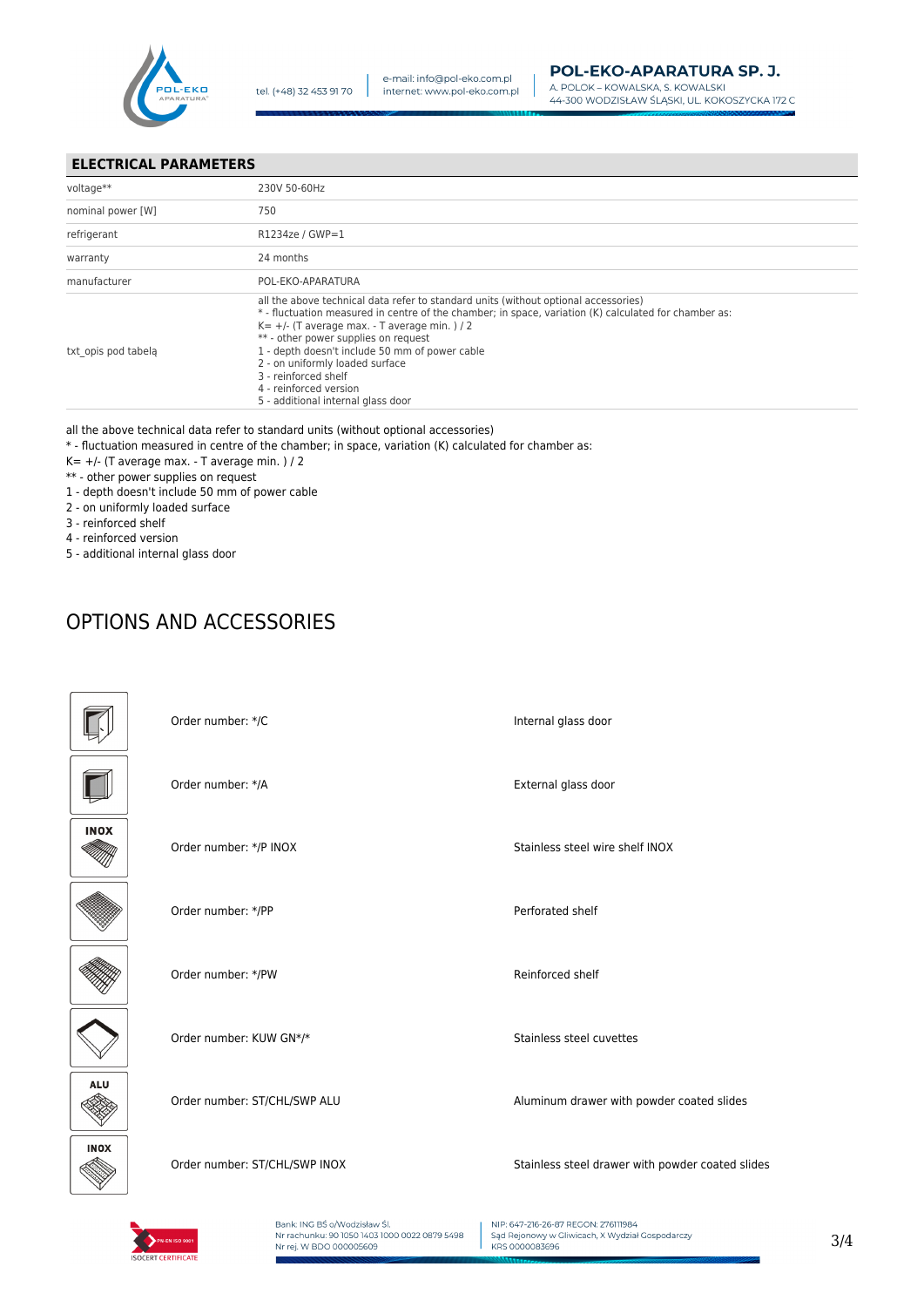## ELECTRICAL PARAMETERS

| | |
|---|---|
| voltage** | 230V 50-60Hz |
| nominal power [W] | 750 |
| refrigerant | R1234ze / GWP=1 |
| warranty | 24 months |
| manufacturer | POL-EKO-APARATURA |
| txt_opis pod tabelą | all the above technical data refer to standard units (without optional accessories)<br>* - fluctuation measured in centre of the chamber; in space, variation (K) calculated for chamber as:<br>K= +/- (T average max. - T average min. ) / 2<br>** - other power supplies on request<br>1 - depth doesn't include 50 mm of power cable<br>2 - on uniformly loaded surface<br>3 - reinforced shelf<br>4 - reinforced version<br>5 - additional internal glass door |

all the above technical data refer to standard units (without optional accessories)

* - fluctuation measured in centre of the chamber; in space, variation (K) calculated for chamber as:

K= +/- (T average max. - T average min. ) / 2

** - other power supplies on request

1 - depth doesn't include 50 mm of power cable

2 - on uniformly loaded surface

3 - reinforced shelf

4 - reinforced version

5 - additional internal glass door

# OPTIONS AND ACCESSORIES

| | | |
|---|---|---|
| | Order number: */C | Internal glass door |
| | Order number: */A | External glass door |
| INOX | Order number: */P INOX | Stainless steel wire shelf INOX |
| | Order number: */PP | Perforated shelf |
| | Order number: */PW | Reinforced shelf |
| | Order number: KUW GN*/* | Stainless steel cuvettes |
| ALU | Order number: ST/CHL/SWP ALU | Aluminum drawer with powder coated slides |
| INOX | Order number: ST/CHL/SWP INOX | Stainless steel drawer with powder coated slides |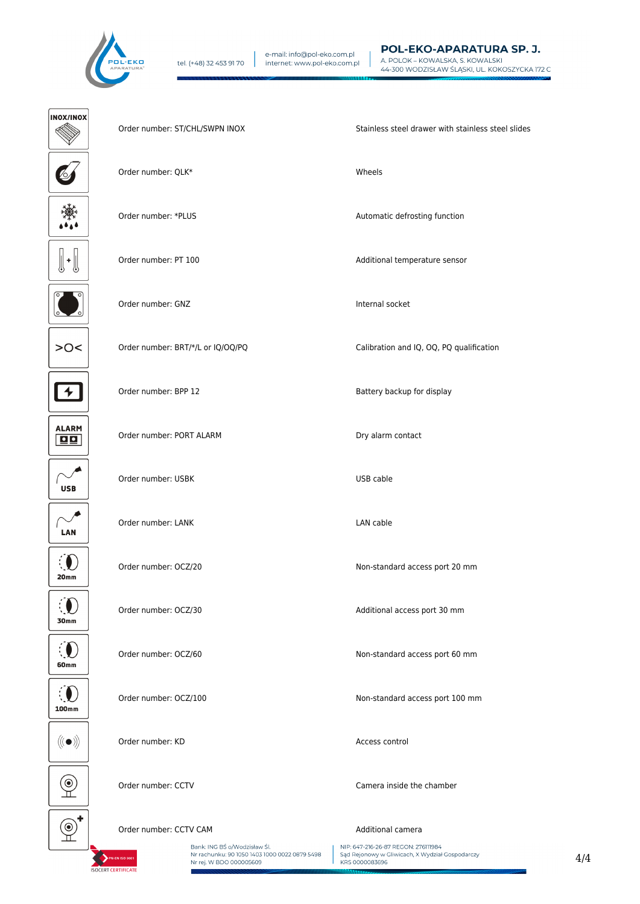| | | |
|---|---|---|
| INOX/INOX | Order number: ST/CHL/SWPN INOX | Stainless steel drawer with stainless steel slides |
| | Order number: QLK* | Wheels |
| | Order number: *PLUS | Automatic defrosting function |
| | Order number: PT 100 | Additional temperature sensor |
| | Order number: GNZ | Internal socket |
| >O< | Order number: BRT/*/L or IQ/OQ/PQ | Calibration and IQ, OQ, PQ qualification |
| | Order number: BPP 12 | Battery backup for display |
| ALARM | Order number: PORT ALARM | Dry alarm contact |
| USB | Order number: USBK | USB cable |
| LAN | Order number: LANK | LAN cable |
| 20mm | Order number: OCZ/20 | Non-standard access port 20 mm |
| 30mm | Order number: OCZ/30 | Additional access port 30 mm |
| 60mm | Order number: OCZ/60 | Non-standard access port 60 mm |
| 100mm | Order number: OCZ/100 | Non-standard access port 100 mm |
| | Order number: KD | Access control |
| | Order number: CCTV | Camera inside the chamber |
| | Order number: CCTV CAM | Additional camera |